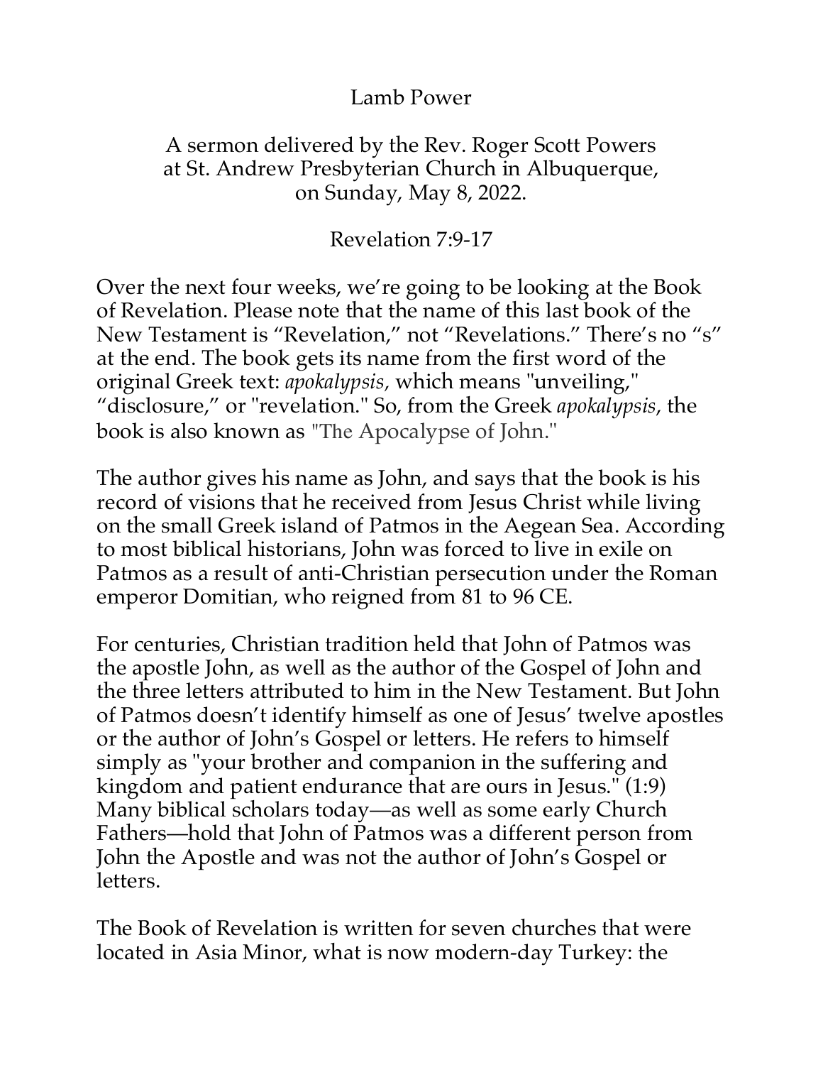# Lamb Power

A sermon delivered by the Rev. Roger Scott Powers
at St. Andrew Presbyterian Church in Albuquerque,
on Sunday, May 8, 2022.

Revelation 7:9-17

Over the next four weeks, we're going to be looking at the Book of Revelation. Please note that the name of this last book of the New Testament is "Revelation," not "Revelations." There's no "s" at the end. The book gets its name from the first word of the original Greek text: *apokalypsis,* which means "unveiling," "disclosure," or "revelation." So, from the Greek *apokalypsis*, the book is also known as "The Apocalypse of John."

The author gives his name as John, and says that the book is his record of visions that he received from Jesus Christ while living on the small Greek island of Patmos in the Aegean Sea. According to most biblical historians, John was forced to live in exile on Patmos as a result of anti-Christian persecution under the Roman emperor Domitian, who reigned from 81 to 96 CE.

For centuries, Christian tradition held that John of Patmos was the apostle John, as well as the author of the Gospel of John and the three letters attributed to him in the New Testament. But John of Patmos doesn't identify himself as one of Jesus' twelve apostles or the author of John's Gospel or letters. He refers to himself simply as "your brother and companion in the suffering and kingdom and patient endurance that are ours in Jesus." (1:9) Many biblical scholars today—as well as some early Church Fathers—hold that John of Patmos was a different person from John the Apostle and was not the author of John's Gospel or letters.

The Book of Revelation is written for seven churches that were located in Asia Minor, what is now modern-day Turkey: the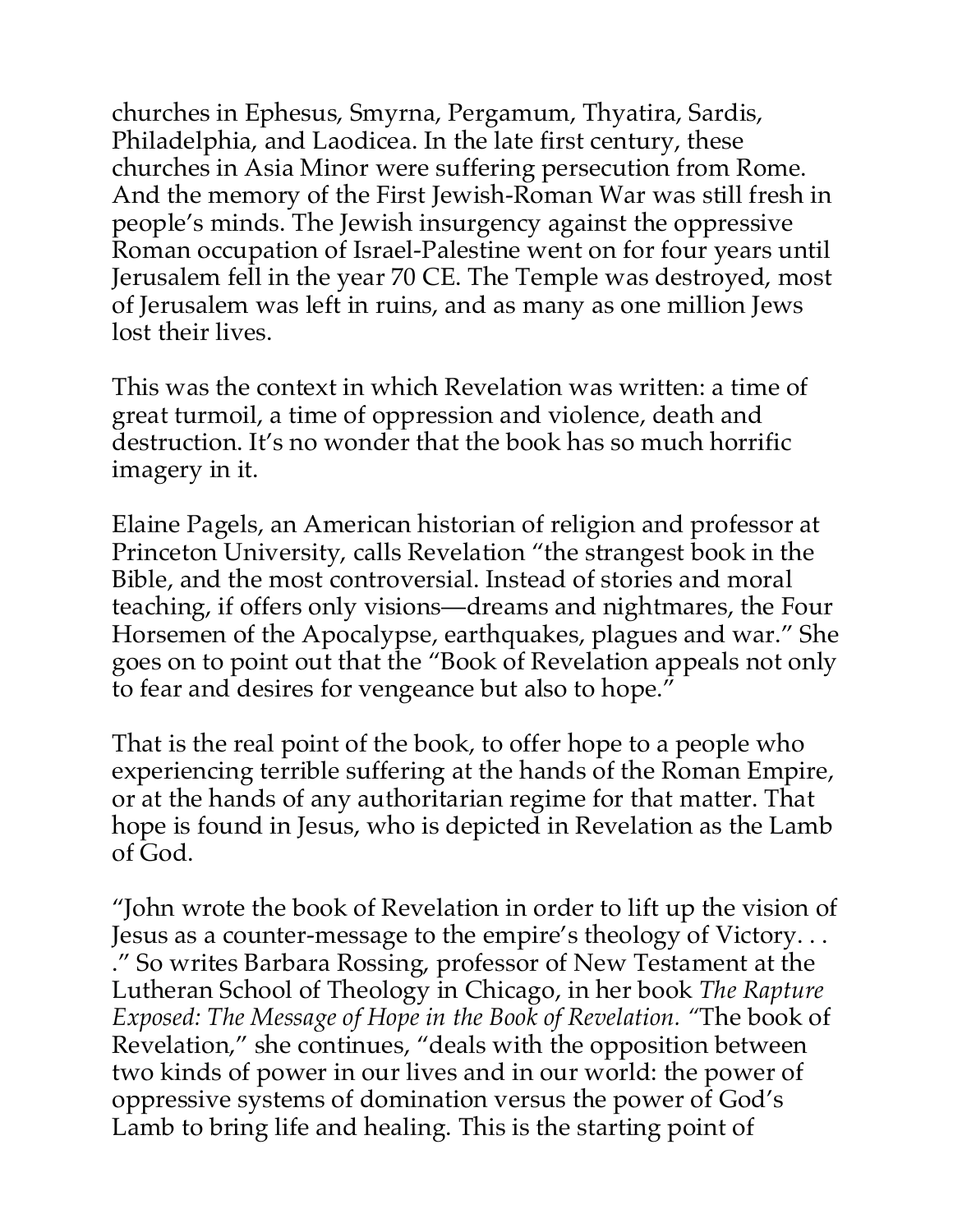churches in Ephesus, Smyrna, Pergamum, Thyatira, Sardis, Philadelphia, and Laodicea. In the late first century, these churches in Asia Minor were suffering persecution from Rome. And the memory of the First Jewish-Roman War was still fresh in people's minds. The Jewish insurgency against the oppressive Roman occupation of Israel-Palestine went on for four years until Jerusalem fell in the year 70 CE. The Temple was destroyed, most of Jerusalem was left in ruins, and as many as one million Jews lost their lives.

This was the context in which Revelation was written: a time of great turmoil, a time of oppression and violence, death and destruction. It's no wonder that the book has so much horrific imagery in it.

Elaine Pagels, an American historian of religion and professor at Princeton University, calls Revelation "the strangest book in the Bible, and the most controversial. Instead of stories and moral teaching, if offers only visions—dreams and nightmares, the Four Horsemen of the Apocalypse, earthquakes, plagues and war." She goes on to point out that the "Book of Revelation appeals not only to fear and desires for vengeance but also to hope."

That is the real point of the book, to offer hope to a people who experiencing terrible suffering at the hands of the Roman Empire, or at the hands of any authoritarian regime for that matter. That hope is found in Jesus, who is depicted in Revelation as the Lamb of God.

"John wrote the book of Revelation in order to lift up the vision of Jesus as a counter-message to the empire's theology of Victory. . . ." So writes Barbara Rossing, professor of New Testament at the Lutheran School of Theology in Chicago, in her book *The Rapture Exposed: The Message of Hope in the Book of Revelation.* "The book of Revelation," she continues, "deals with the opposition between two kinds of power in our lives and in our world: the power of oppressive systems of domination versus the power of God's Lamb to bring life and healing. This is the starting point of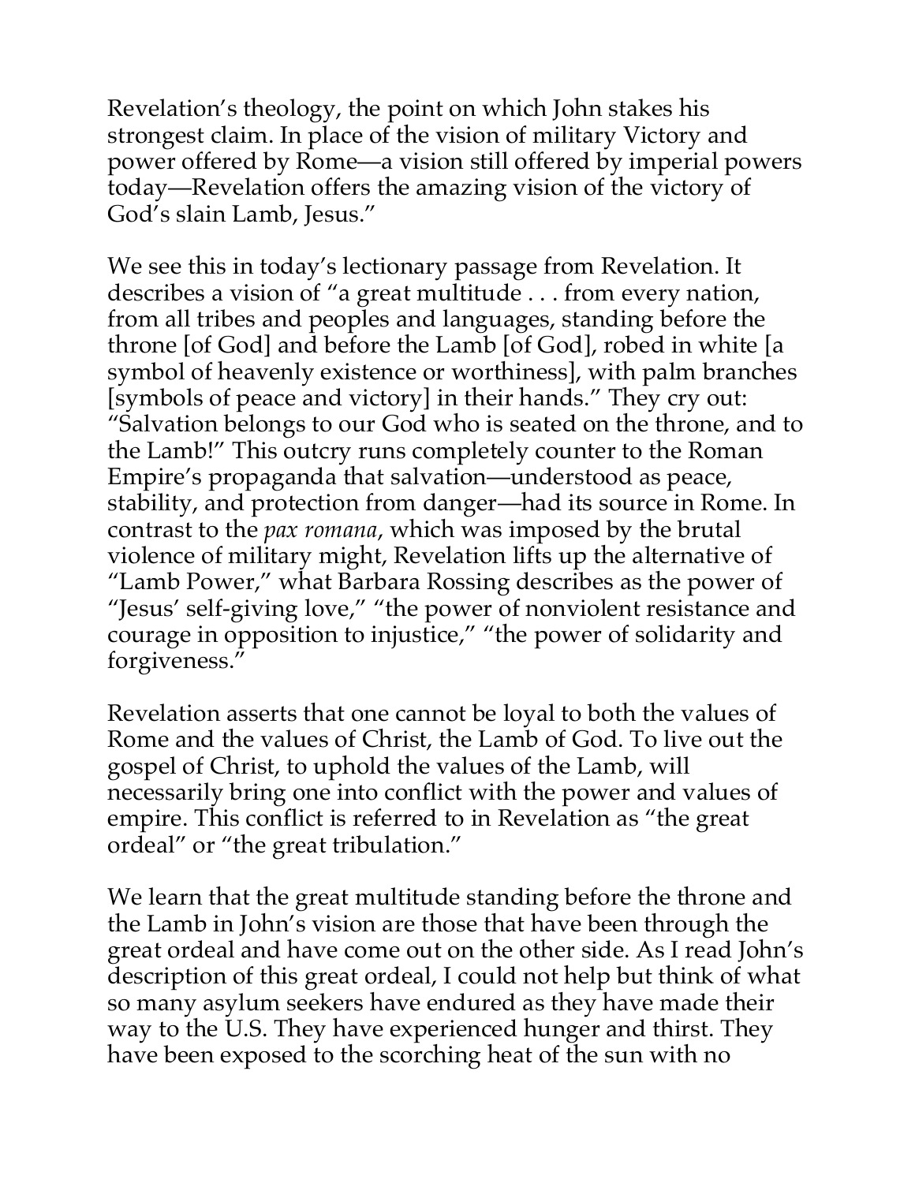Revelation's theology, the point on which John stakes his strongest claim. In place of the vision of military Victory and power offered by Rome—a vision still offered by imperial powers today—Revelation offers the amazing vision of the victory of God's slain Lamb, Jesus."

We see this in today's lectionary passage from Revelation. It describes a vision of "a great multitude . . . from every nation, from all tribes and peoples and languages, standing before the throne [of God] and before the Lamb [of God], robed in white [a symbol of heavenly existence or worthiness], with palm branches [symbols of peace and victory] in their hands." They cry out: "Salvation belongs to our God who is seated on the throne, and to the Lamb!" This outcry runs completely counter to the Roman Empire's propaganda that salvation—understood as peace, stability, and protection from danger—had its source in Rome. In contrast to the *pax romana*, which was imposed by the brutal violence of military might, Revelation lifts up the alternative of "Lamb Power," what Barbara Rossing describes as the power of "Jesus' self-giving love," "the power of nonviolent resistance and courage in opposition to injustice," "the power of solidarity and forgiveness."

Revelation asserts that one cannot be loyal to both the values of Rome and the values of Christ, the Lamb of God. To live out the gospel of Christ, to uphold the values of the Lamb, will necessarily bring one into conflict with the power and values of empire. This conflict is referred to in Revelation as "the great ordeal" or "the great tribulation."

We learn that the great multitude standing before the throne and the Lamb in John's vision are those that have been through the great ordeal and have come out on the other side. As I read John's description of this great ordeal, I could not help but think of what so many asylum seekers have endured as they have made their way to the U.S. They have experienced hunger and thirst. They have been exposed to the scorching heat of the sun with no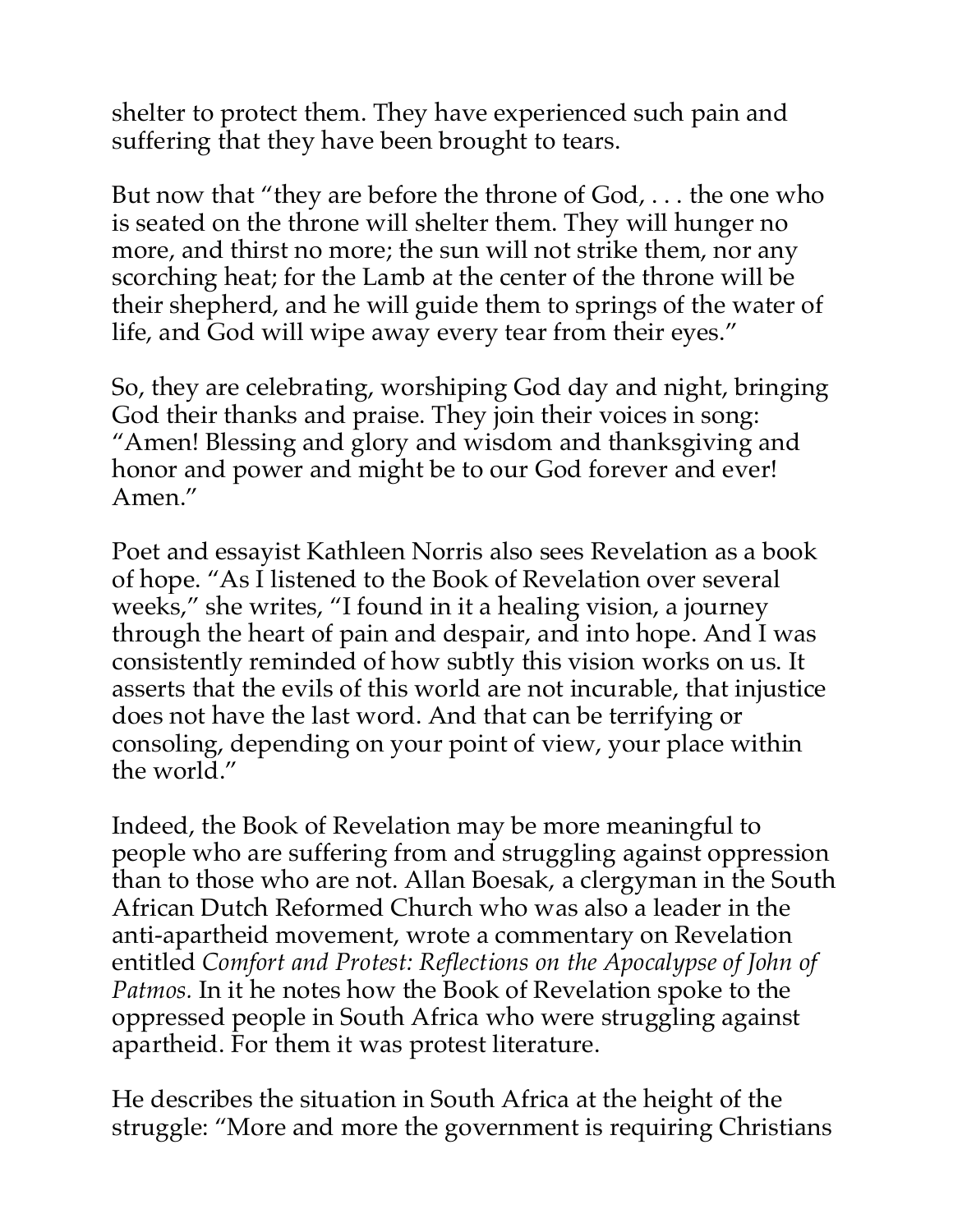shelter to protect them. They have experienced such pain and suffering that they have been brought to tears.

But now that "they are before the throne of God, . . . the one who is seated on the throne will shelter them. They will hunger no more, and thirst no more; the sun will not strike them, nor any scorching heat; for the Lamb at the center of the throne will be their shepherd, and he will guide them to springs of the water of life, and God will wipe away every tear from their eyes."

So, they are celebrating, worshiping God day and night, bringing God their thanks and praise. They join their voices in song: "Amen! Blessing and glory and wisdom and thanksgiving and honor and power and might be to our God forever and ever! Amen."

Poet and essayist Kathleen Norris also sees Revelation as a book of hope. "As I listened to the Book of Revelation over several weeks," she writes, "I found in it a healing vision, a journey through the heart of pain and despair, and into hope. And I was consistently reminded of how subtly this vision works on us. It asserts that the evils of this world are not incurable, that injustice does not have the last word. And that can be terrifying or consoling, depending on your point of view, your place within the world."

Indeed, the Book of Revelation may be more meaningful to people who are suffering from and struggling against oppression than to those who are not. Allan Boesak, a clergyman in the South African Dutch Reformed Church who was also a leader in the anti-apartheid movement, wrote a commentary on Revelation entitled *Comfort and Protest: Reflections on the Apocalypse of John of Patmos.* In it he notes how the Book of Revelation spoke to the oppressed people in South Africa who were struggling against apartheid. For them it was protest literature.

He describes the situation in South Africa at the height of the struggle: "More and more the government is requiring Christians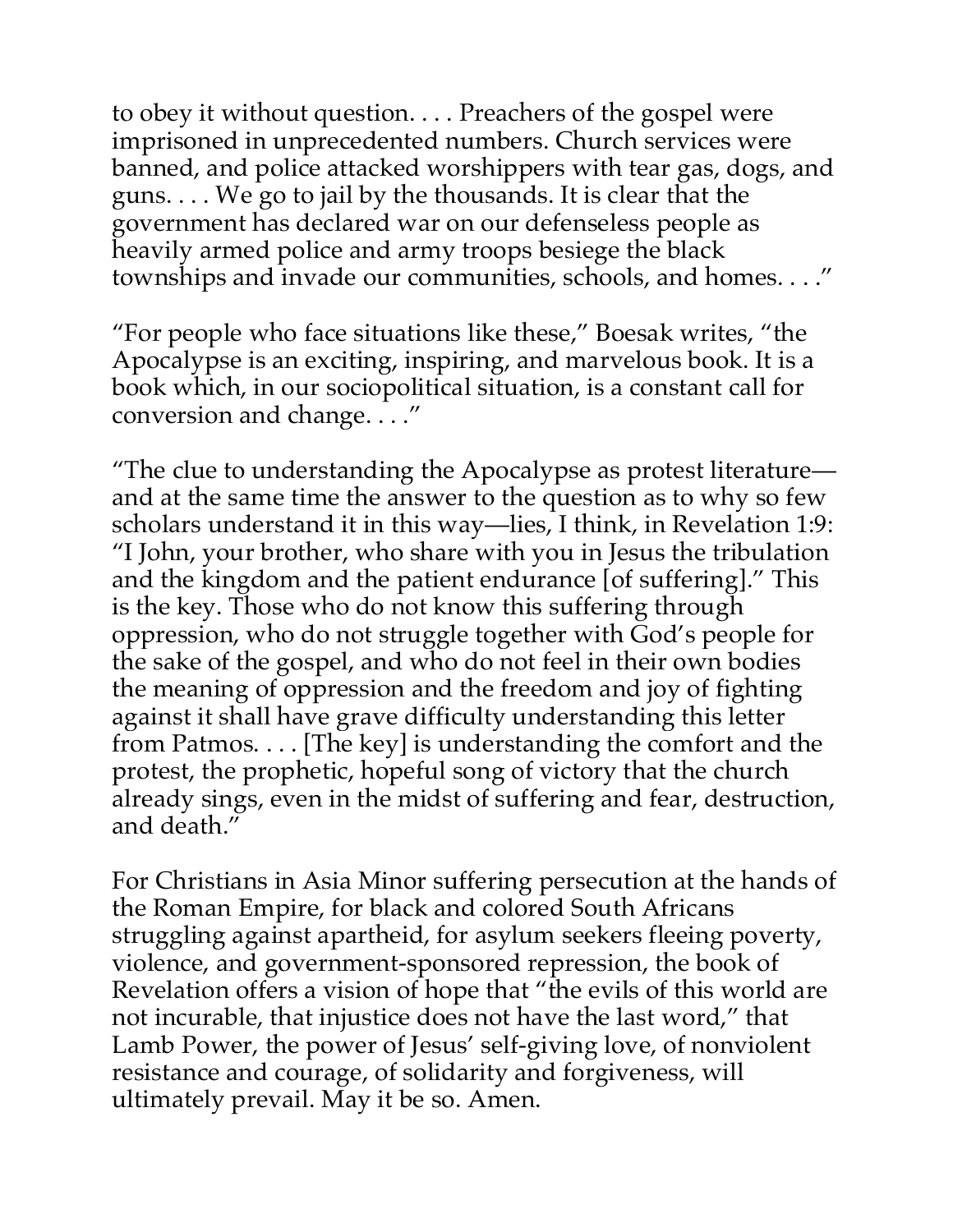to obey it without question. . . . Preachers of the gospel were imprisoned in unprecedented numbers. Church services were banned, and police attacked worshippers with tear gas, dogs, and guns. . . . We go to jail by the thousands. It is clear that the government has declared war on our defenseless people as heavily armed police and army troops besiege the black townships and invade our communities, schools, and homes. . . ."

"For people who face situations like these," Boesak writes, "the Apocalypse is an exciting, inspiring, and marvelous book. It is a book which, in our sociopolitical situation, is a constant call for conversion and change. . . ."

"The clue to understanding the Apocalypse as protest literature—and at the same time the answer to the question as to why so few scholars understand it in this way—lies, I think, in Revelation 1:9: "I John, your brother, who share with you in Jesus the tribulation and the kingdom and the patient endurance [of suffering]." This is the key. Those who do not know this suffering through oppression, who do not struggle together with God's people for the sake of the gospel, and who do not feel in their own bodies the meaning of oppression and the freedom and joy of fighting against it shall have grave difficulty understanding this letter from Patmos. . . . [The key] is understanding the comfort and the protest, the prophetic, hopeful song of victory that the church already sings, even in the midst of suffering and fear, destruction, and death."

For Christians in Asia Minor suffering persecution at the hands of the Roman Empire, for black and colored South Africans struggling against apartheid, for asylum seekers fleeing poverty, violence, and government-sponsored repression, the book of Revelation offers a vision of hope that "the evils of this world are not incurable, that injustice does not have the last word," that Lamb Power, the power of Jesus' self-giving love, of nonviolent resistance and courage, of solidarity and forgiveness, will ultimately prevail. May it be so. Amen.